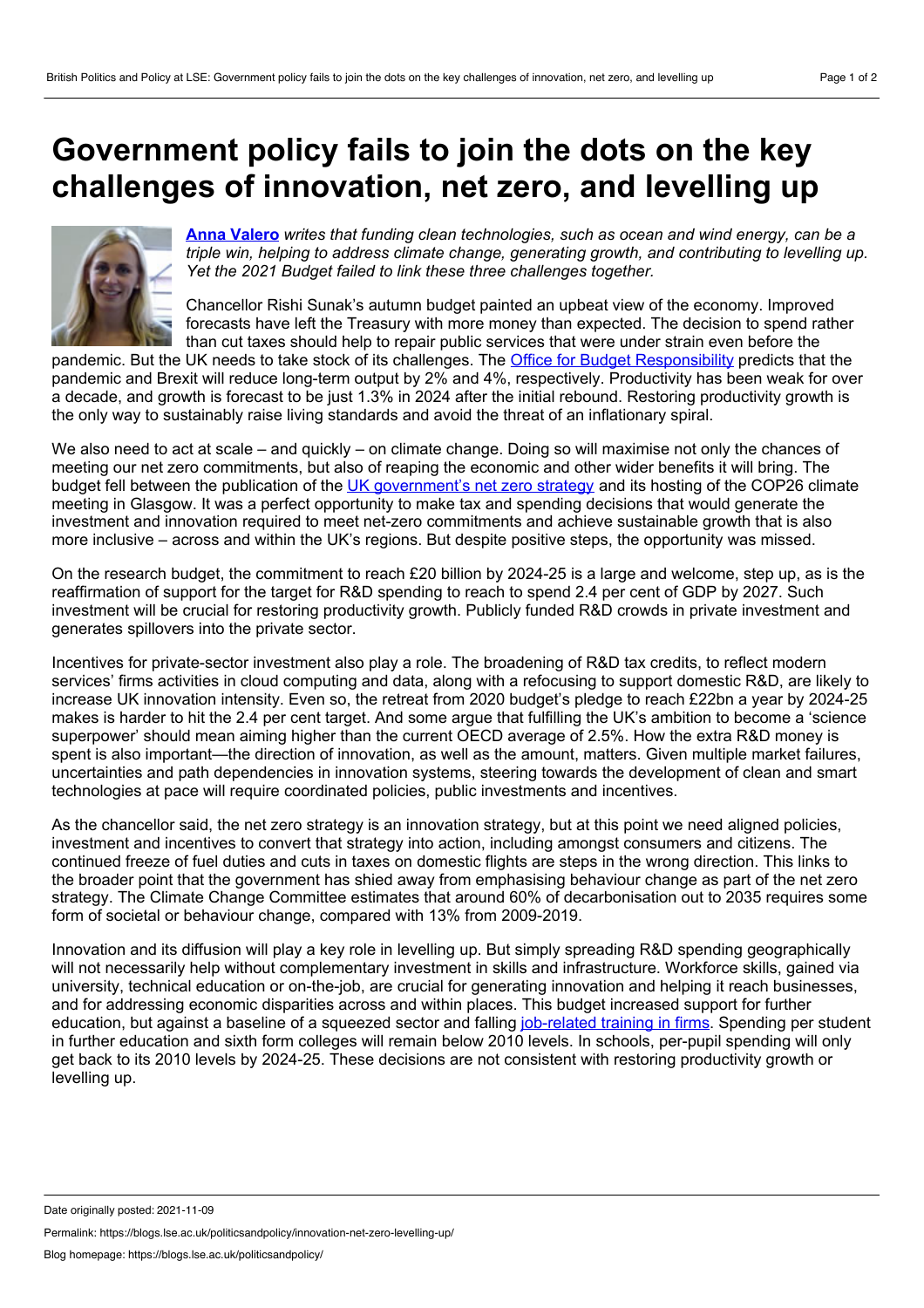# Government policy fails to join the dots on the key challenges of innovation, net zero, and levelling up

**Anna Valero** *writes that funding clean technologies, such as ocean and wind energy, can be a triple win, helping to address climate change, generating growth, and contributing to levelling up. Yet the 2021 Budget failed to link these three challenges together.*

Chancellor Rishi Sunak's autumn budget painted an upbeat view of the economy. Improved forecasts have left the Treasury with more money than expected. The decision to spend rather than cut taxes should help to repair public services that were under strain even before the pandemic. But the UK needs to take stock of its challenges. The Office for Budget Responsibility predicts that the pandemic and Brexit will reduce long-term output by 2% and 4%, respectively. Productivity has been weak for over a decade, and growth is forecast to be just 1.3% in 2024 after the initial rebound. Restoring productivity growth is the only way to sustainably raise living standards and avoid the threat of an inflationary spiral.

We also need to act at scale – and quickly – on climate change. Doing so will maximise not only the chances of meeting our net zero commitments, but also of reaping the economic and other wider benefits it will bring. The budget fell between the publication of the UK government's net zero strategy and its hosting of the COP26 climate meeting in Glasgow. It was a perfect opportunity to make tax and spending decisions that would generate the investment and innovation required to meet net-zero commitments and achieve sustainable growth that is also more inclusive – across and within the UK's regions. But despite positive steps, the opportunity was missed.

On the research budget, the commitment to reach £20 billion by 2024-25 is a large and welcome, step up, as is the reaffirmation of support for the target for R&D spending to reach to spend 2.4 per cent of GDP by 2027. Such investment will be crucial for restoring productivity growth. Publicly funded R&D crowds in private investment and generates spillovers into the private sector.

Incentives for private-sector investment also play a role. The broadening of R&D tax credits, to reflect modern services' firms activities in cloud computing and data, along with a refocusing to support domestic R&D, are likely to increase UK innovation intensity. Even so, the retreat from 2020 budget's pledge to reach £22bn a year by 2024-25 makes is harder to hit the 2.4 per cent target. And some argue that fulfilling the UK's ambition to become a 'science superpower' should mean aiming higher than the current OECD average of 2.5%. How the extra R&D money is spent is also important—the direction of innovation, as well as the amount, matters. Given multiple market failures, uncertainties and path dependencies in innovation systems, steering towards the development of clean and smart technologies at pace will require coordinated policies, public investments and incentives.

As the chancellor said, the net zero strategy is an innovation strategy, but at this point we need aligned policies, investment and incentives to convert that strategy into action, including amongst consumers and citizens. The continued freeze of fuel duties and cuts in taxes on domestic flights are steps in the wrong direction. This links to the broader point that the government has shied away from emphasising behaviour change as part of the net zero strategy. The Climate Change Committee estimates that around 60% of decarbonisation out to 2035 requires some form of societal or behaviour change, compared with 13% from 2009-2019.

Innovation and its diffusion will play a key role in levelling up. But simply spreading R&D spending geographically will not necessarily help without complementary investment in skills and infrastructure. Workforce skills, gained via university, technical education or on-the-job, are crucial for generating innovation and helping it reach businesses, and for addressing economic disparities across and within places. This budget increased support for further education, but against a baseline of a squeezed sector and falling job-related training in firms. Spending per student in further education and sixth form colleges will remain below 2010 levels. In schools, per-pupil spending will only get back to its 2010 levels by 2024-25. These decisions are not consistent with restoring productivity growth or levelling up.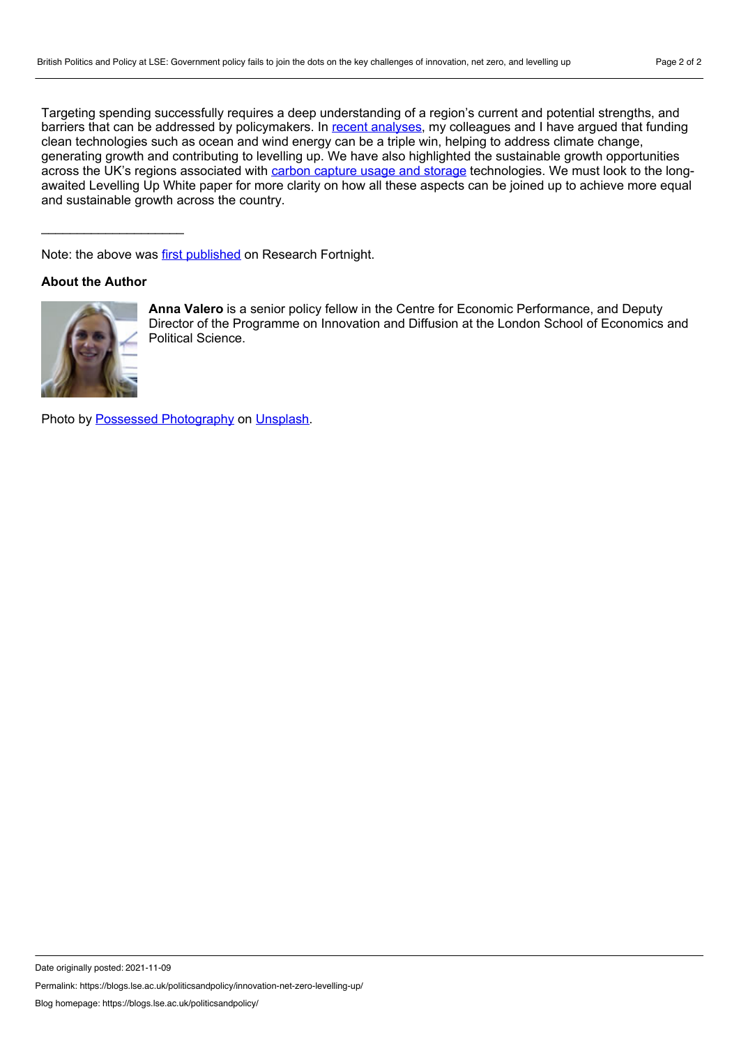Targeting spending successfully requires a deep understanding of a region's current and potential strengths, and barriers that can be addressed by policymakers. In recent analyses, my colleagues and I have argued that funding clean technologies such as ocean and wind energy can be a triple win, helping to address climate change, generating growth and contributing to levelling up. We have also highlighted the sustainable growth opportunities across the UK's regions associated with carbon capture usage and storage technologies. We must look to the long-awaited Levelling Up White paper for more clarity on how all these aspects can be joined up to achieve more equal and sustainable growth across the country.

\_\_\_\_\_\_\_\_\_\_\_\_\_\_\_\_\_\_\_\_

Note: the above was first published on Research Fortnight.

**About the Author**

**Anna Valero** is a senior policy fellow in the Centre for Economic Performance, and Deputy Director of the Programme on Innovation and Diffusion at the London School of Economics and Political Science.

Photo by Possessed Photography on Unsplash.

Date originally posted: 2021-11-09

Permalink: https://blogs.lse.ac.uk/politicsandpolicy/innovation-net-zero-levelling-up/

Blog homepage: https://blogs.lse.ac.uk/politicsandpolicy/